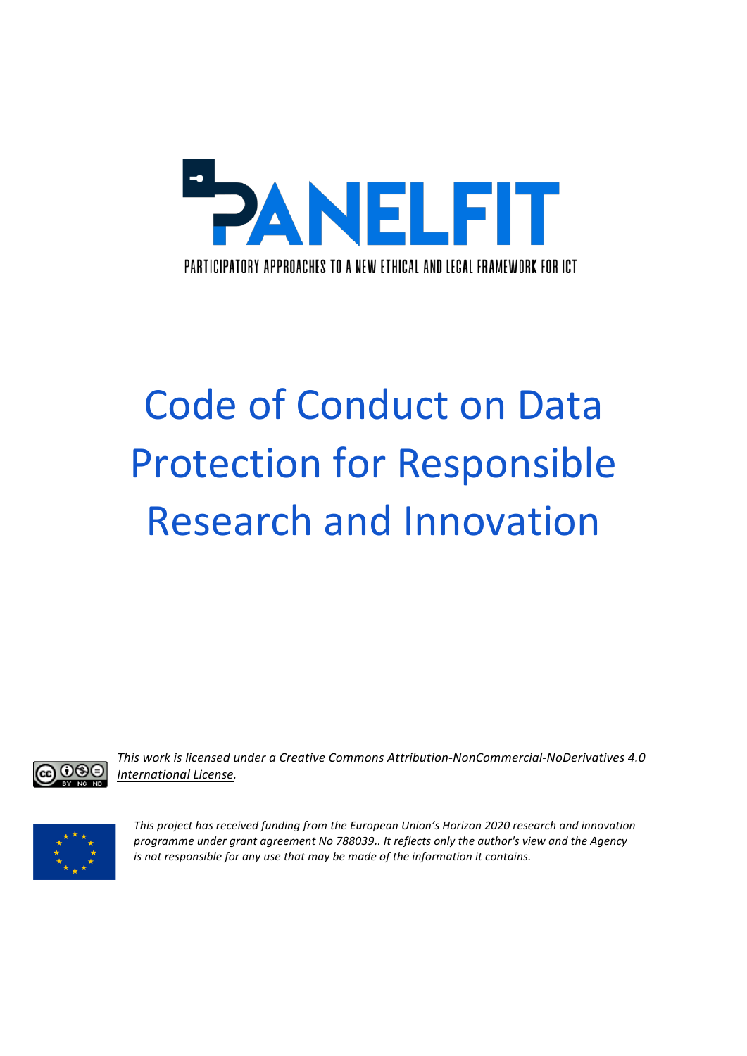PANELFIT

PARTICIPATORY APPROACHES TO A NEW ETHICAL AND LEGAL FRAMEWORK FOR ICT

# Code of Conduct on Data Protection for Responsible Research and Innovation

*This work is licensed under a Creative Commons Attribution-NonCommercial-NoDerivatives 4.0 International License.*

*This project has received funding from the European Union's Horizon 2020 research and innovation programme under grant agreement No 788039.. It reflects only the author's view and the Agency is not responsible for any use that may be made of the information it contains.*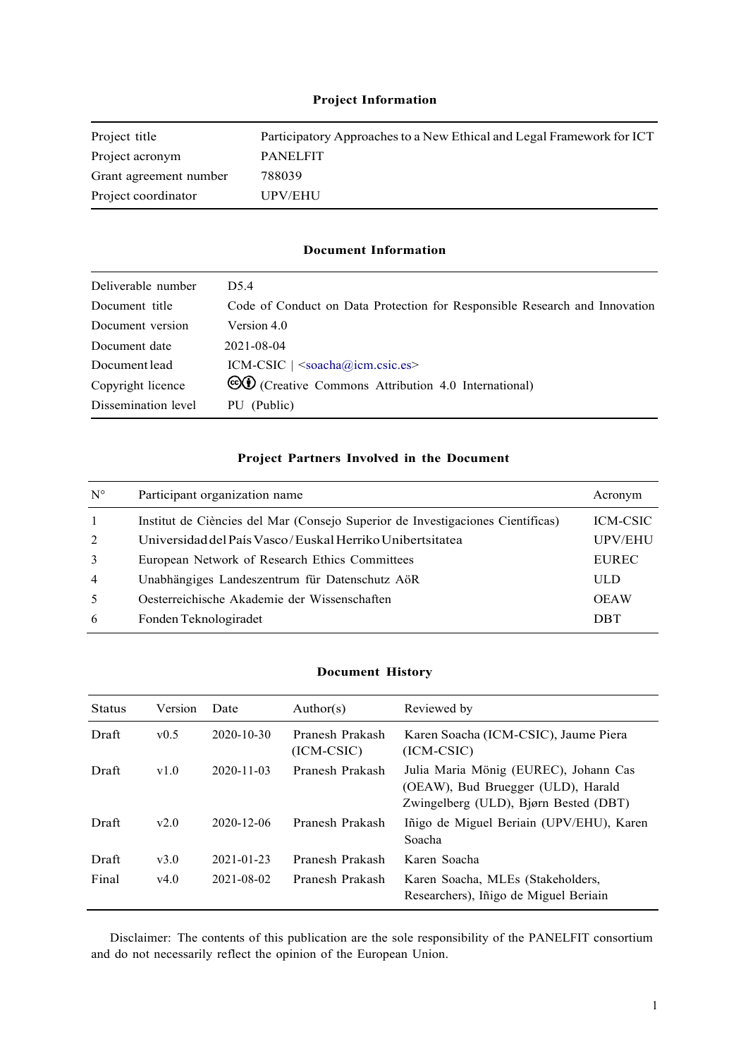**Project Information**

| | |
|---|---|
| Project title | Participatory Approaches to a New Ethical and Legal Framework for ICT |
| Project acronym | PANELFIT |
| Grant agreement number | 788039 |
| Project coordinator | UPV/EHU |

**Document Information**

| | |
|---|---|
| Deliverable number | D5.4 |
| Document title | Code of Conduct on Data Protection for Responsible Research and Innovation |
| Document version | Version 4.0 |
| Document date | 2021-08-04 |
| Document lead | ICM-CSIC \| <soacha@icm.csic.es> |
| Copyright licence | (Creative Commons Attribution 4.0 International) |
| Dissemination level | PU (Public) |

**Project Partners Involved in the Document**

| N° | Participant organization name | Acronym |
|---|---|---|
| 1 | Institut de Ciències del Mar (Consejo Superior de Investigaciones Científicas) | ICM-CSIC |
| 2 | Universidad del País Vasco / Euskal Herriko Unibertsitatea | UPV/EHU |
| 3 | European Network of Research Ethics Committees | EUREC |
| 4 | Unabhängiges Landeszentrum für Datenschutz AöR | ULD |
| 5 | Oesterreichische Akademie der Wissenschaften | OEAW |
| 6 | Fonden Teknologiradet | DBT |

**Document History**

| Status | Version | Date | Author(s) | Reviewed by |
|---|---|---|---|---|
| Draft | v0.5 | 2020-10-30 | Pranesh Prakash (ICM-CSIC) | Karen Soacha (ICM-CSIC), Jaume Piera (ICM-CSIC) |
| Draft | v1.0 | 2020-11-03 | Pranesh Prakash | Julia Maria Mönig (EUREC), Johann Cas (OEAW), Bud Bruegger (ULD), Harald Zwingelberg (ULD), Bjørn Bested (DBT) |
| Draft | v2.0 | 2020-12-06 | Pranesh Prakash | Iñigo de Miguel Beriain (UPV/EHU), Karen Soacha |
| Draft | v3.0 | 2021-01-23 | Pranesh Prakash | Karen Soacha |
| Final | v4.0 | 2021-08-02 | Pranesh Prakash | Karen Soacha, MLEs (Stakeholders, Researchers), Iñigo de Miguel Beriain |

Disclaimer: The contents of this publication are the sole responsibility of the PANELFIT consortium and do not necessarily reflect the opinion of the European Union.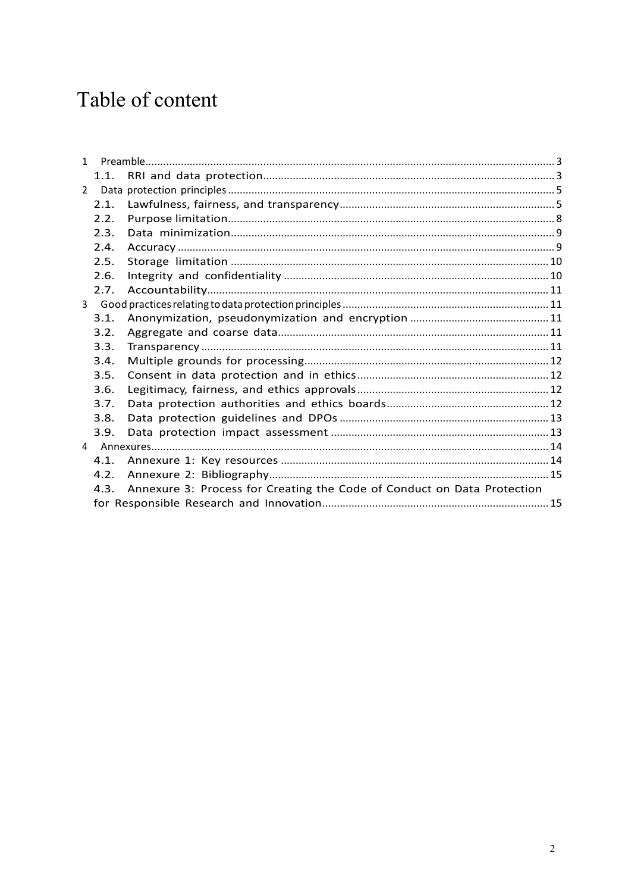# Table of content

1 Preamble ... 3
  1.1. RRI and data protection ... 3
2 Data protection principles ... 5
  2.1. Lawfulness, fairness, and transparency ... 5
  2.2. Purpose limitation ... 8
  2.3. Data minimization ... 9
  2.4. Accuracy ... 9
  2.5. Storage limitation ... 10
  2.6. Integrity and confidentiality ... 10
  2.7. Accountability ... 11
3 Good practices relating to data protection principles ... 11
  3.1. Anonymization, pseudonymization and encryption ... 11
  3.2. Aggregate and coarse data ... 11
  3.3. Transparency ... 11
  3.4. Multiple grounds for processing ... 12
  3.5. Consent in data protection and in ethics ... 12
  3.6. Legitimacy, fairness, and ethics approvals ... 12
  3.7. Data protection authorities and ethics boards ... 12
  3.8. Data protection guidelines and DPOs ... 13
  3.9. Data protection impact assessment ... 13
4 Annexures ... 14
  4.1. Annexure 1: Key resources ... 14
  4.2. Annexure 2: Bibliography ... 15
  4.3. Annexure 3: Process for Creating the Code of Conduct on Data Protection for Responsible Research and Innovation ... 15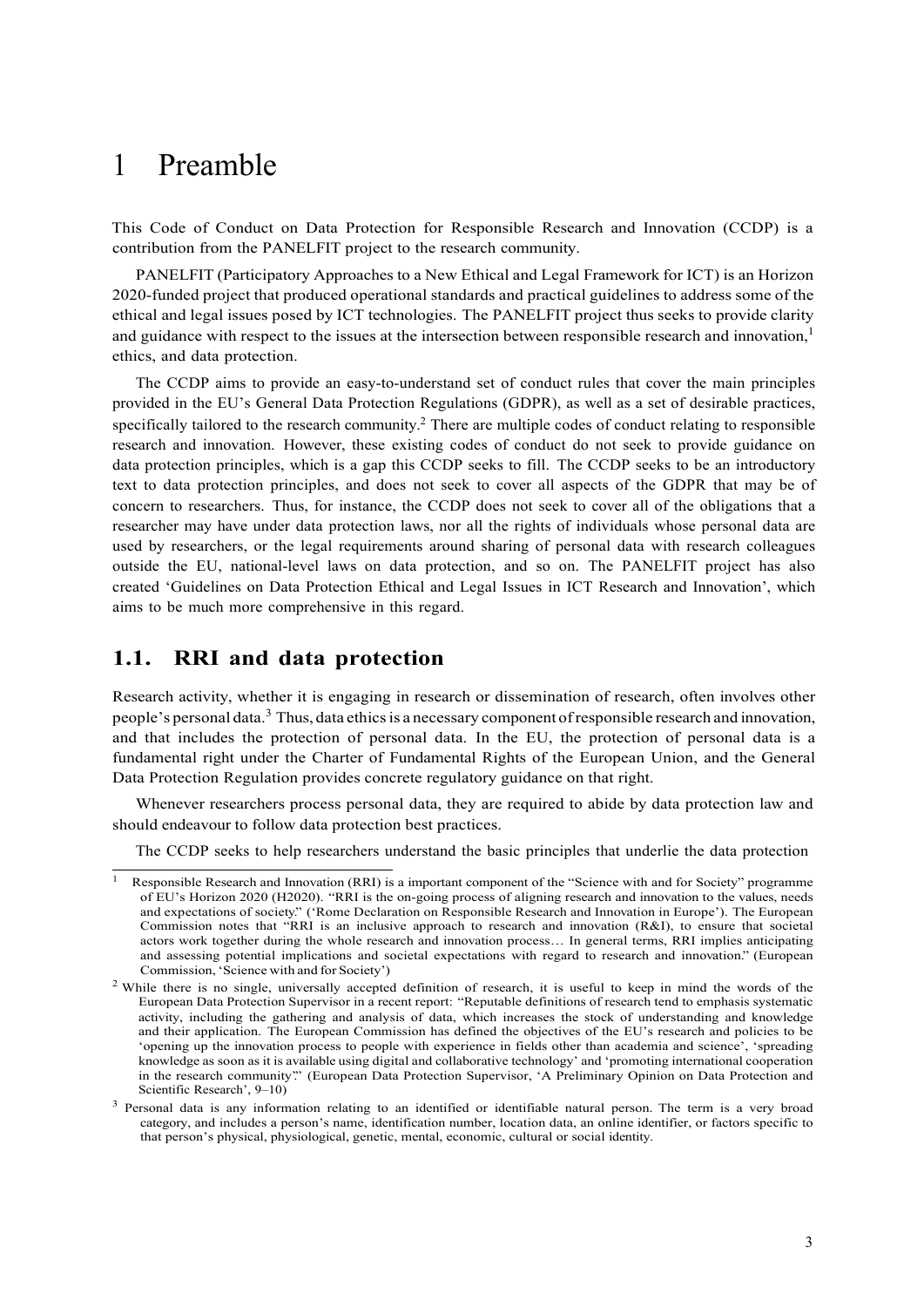# 1 Preamble

This Code of Conduct on Data Protection for Responsible Research and Innovation (CCDP) is a contribution from the PANELFIT project to the research community.

PANELFIT (Participatory Approaches to a New Ethical and Legal Framework for ICT) is an Horizon 2020-funded project that produced operational standards and practical guidelines to address some of the ethical and legal issues posed by ICT technologies. The PANELFIT project thus seeks to provide clarity and guidance with respect to the issues at the intersection between responsible research and innovation,[1] ethics, and data protection.

The CCDP aims to provide an easy-to-understand set of conduct rules that cover the main principles provided in the EU's General Data Protection Regulations (GDPR), as well as a set of desirable practices, specifically tailored to the research community.[2] There are multiple codes of conduct relating to responsible research and innovation. However, these existing codes of conduct do not seek to provide guidance on data protection principles, which is a gap this CCDP seeks to fill. The CCDP seeks to be an introductory text to data protection principles, and does not seek to cover all aspects of the GDPR that may be of concern to researchers. Thus, for instance, the CCDP does not seek to cover all of the obligations that a researcher may have under data protection laws, nor all the rights of individuals whose personal data are used by researchers, or the legal requirements around sharing of personal data with research colleagues outside the EU, national-level laws on data protection, and so on. The PANELFIT project has also created 'Guidelines on Data Protection Ethical and Legal Issues in ICT Research and Innovation', which aims to be much more comprehensive in this regard.

## 1.1. RRI and data protection

Research activity, whether it is engaging in research or dissemination of research, often involves other people's personal data.[3] Thus, data ethics is a necessary component of responsible research and innovation, and that includes the protection of personal data. In the EU, the protection of personal data is a fundamental right under the Charter of Fundamental Rights of the European Union, and the General Data Protection Regulation provides concrete regulatory guidance on that right.

Whenever researchers process personal data, they are required to abide by data protection law and should endeavour to follow data protection best practices.

The CCDP seeks to help researchers understand the basic principles that underlie the data protection

---

[1] Responsible Research and Innovation (RRI) is a important component of the "Science with and for Society" programme of EU's Horizon 2020 (H2020). "RRI is the on-going process of aligning research and innovation to the values, needs and expectations of society." ('Rome Declaration on Responsible Research and Innovation in Europe'). The European Commission notes that "RRI is an inclusive approach to research and innovation (R&I), to ensure that societal actors work together during the whole research and innovation process… In general terms, RRI implies anticipating and assessing potential implications and societal expectations with regard to research and innovation." (European Commission, 'Science with and for Society')

[2] While there is no single, universally accepted definition of research, it is useful to keep in mind the words of the European Data Protection Supervisor in a recent report: "Reputable definitions of research tend to emphasis systematic activity, including the gathering and analysis of data, which increases the stock of understanding and knowledge and their application. The European Commission has defined the objectives of the EU's research and policies to be 'opening up the innovation process to people with experience in fields other than academia and science', 'spreading knowledge as soon as it is available using digital and collaborative technology' and 'promoting international cooperation in the research community'." (European Data Protection Supervisor, 'A Preliminary Opinion on Data Protection and Scientific Research', 9–10)

[3] Personal data is any information relating to an identified or identifiable natural person. The term is a very broad category, and includes a person's name, identification number, location data, an online identifier, or factors specific to that person's physical, physiological, genetic, mental, economic, cultural or social identity.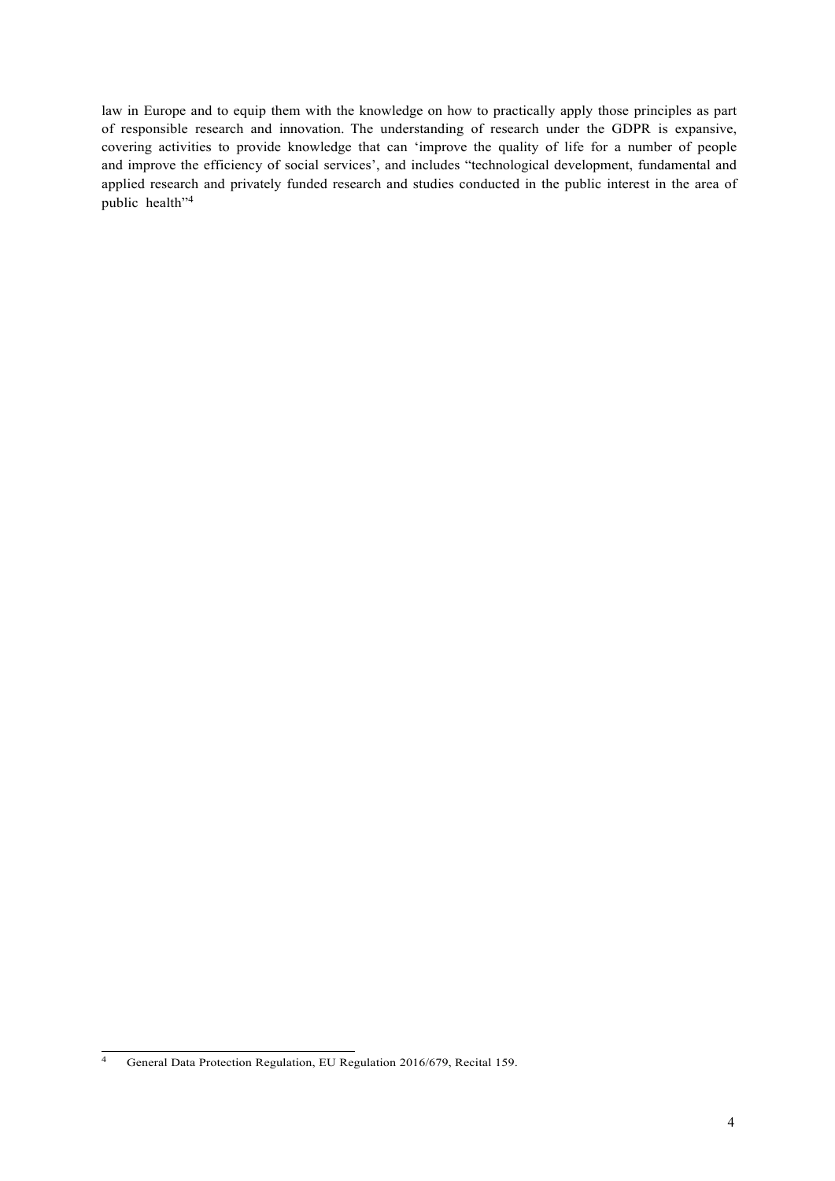law in Europe and to equip them with the knowledge on how to practically apply those principles as part of responsible research and innovation. The understanding of research under the GDPR is expansive, covering activities to provide knowledge that can 'improve the quality of life for a number of people and improve the efficiency of social services', and includes "technological development, fundamental and applied research and privately funded research and studies conducted in the public interest in the area of public health"[4]

---

[4] General Data Protection Regulation, EU Regulation 2016/679, Recital 159.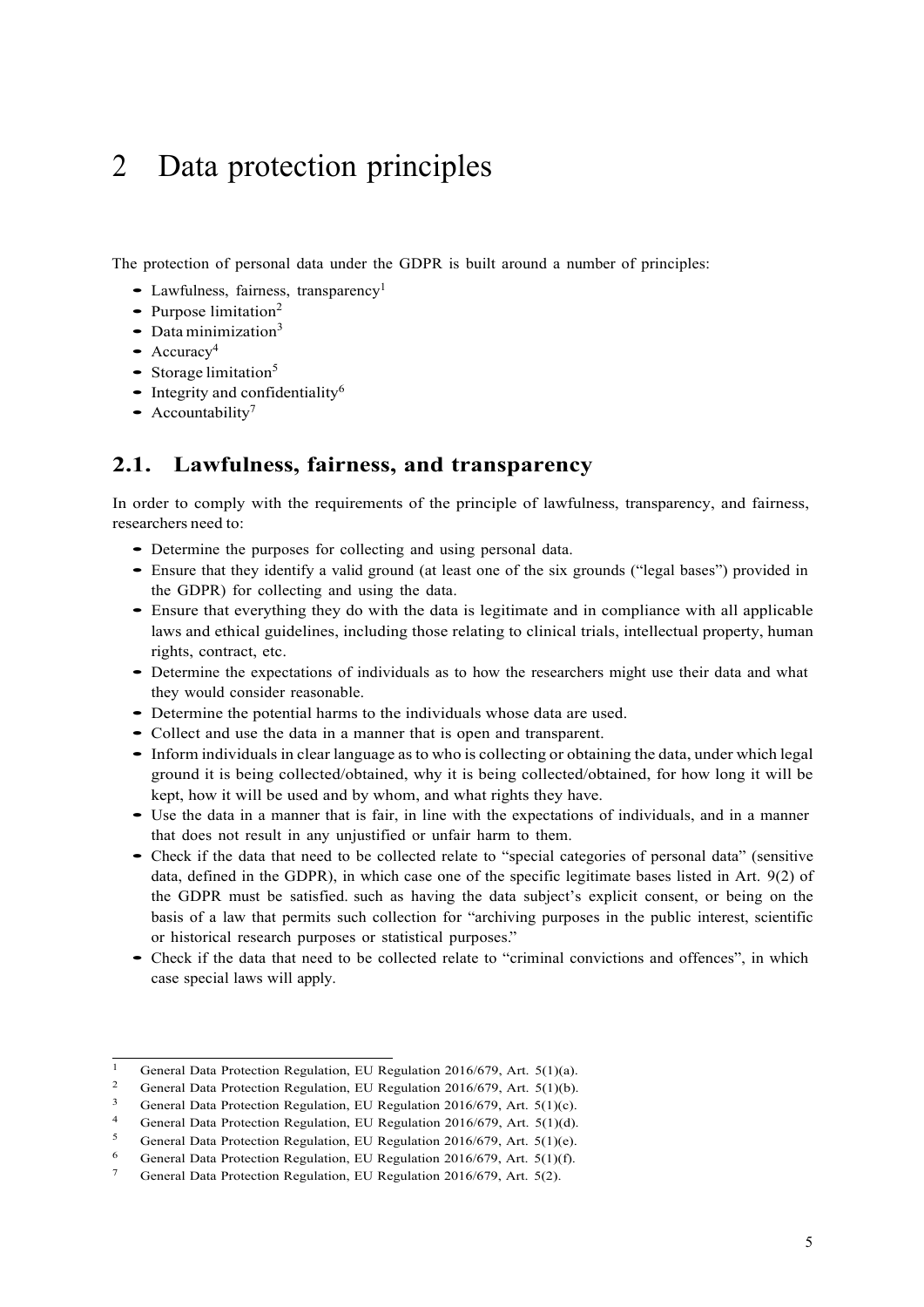# 2 Data protection principles

The protection of personal data under the GDPR is built around a number of principles:

- Lawfulness, fairness, transparency[1]
- Purpose limitation[2]
- Data minimization[3]
- Accuracy[4]
- Storage limitation[5]
- Integrity and confidentiality[6]
- Accountability[7]

## 2.1. Lawfulness, fairness, and transparency

In order to comply with the requirements of the principle of lawfulness, transparency, and fairness, researchers need to:

- Determine the purposes for collecting and using personal data.
- Ensure that they identify a valid ground (at least one of the six grounds ("legal bases") provided in the GDPR) for collecting and using the data.
- Ensure that everything they do with the data is legitimate and in compliance with all applicable laws and ethical guidelines, including those relating to clinical trials, intellectual property, human rights, contract, etc.
- Determine the expectations of individuals as to how the researchers might use their data and what they would consider reasonable.
- Determine the potential harms to the individuals whose data are used.
- Collect and use the data in a manner that is open and transparent.
- Inform individuals in clear language as to who is collecting or obtaining the data, under which legal ground it is being collected/obtained, why it is being collected/obtained, for how long it will be kept, how it will be used and by whom, and what rights they have.
- Use the data in a manner that is fair, in line with the expectations of individuals, and in a manner that does not result in any unjustified or unfair harm to them.
- Check if the data that need to be collected relate to "special categories of personal data" (sensitive data, defined in the GDPR), in which case one of the specific legitimate bases listed in Art. 9(2) of the GDPR must be satisfied. such as having the data subject's explicit consent, or being on the basis of a law that permits such collection for "archiving purposes in the public interest, scientific or historical research purposes or statistical purposes."
- Check if the data that need to be collected relate to "criminal convictions and offences", in which case special laws will apply.

---

[1] General Data Protection Regulation, EU Regulation 2016/679, Art. 5(1)(a).

[2] General Data Protection Regulation, EU Regulation 2016/679, Art. 5(1)(b).

[3] General Data Protection Regulation, EU Regulation 2016/679, Art. 5(1)(c).

[4] General Data Protection Regulation, EU Regulation 2016/679, Art. 5(1)(d).

[5] General Data Protection Regulation, EU Regulation 2016/679, Art. 5(1)(e).

[6] General Data Protection Regulation, EU Regulation 2016/679, Art. 5(1)(f).

[7] General Data Protection Regulation, EU Regulation 2016/679, Art. 5(2).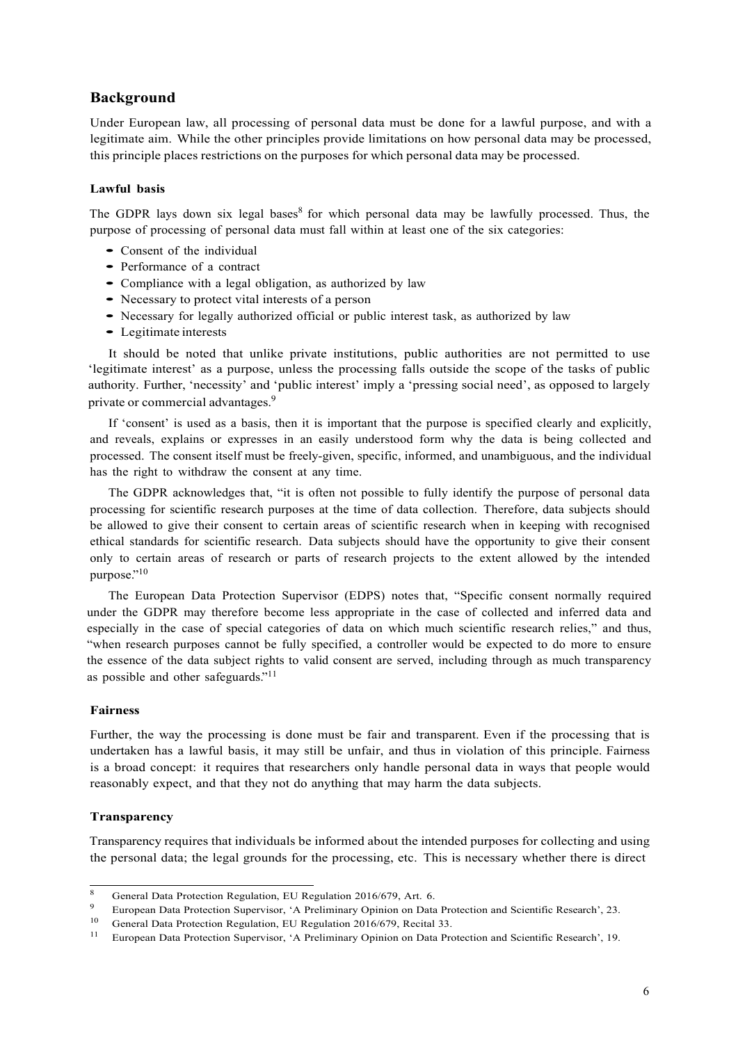## Background

Under European law, all processing of personal data must be done for a lawful purpose, and with a legitimate aim. While the other principles provide limitations on how personal data may be processed, this principle places restrictions on the purposes for which personal data may be processed.

### Lawful basis

The GDPR lays down six legal bases[8] for which personal data may be lawfully processed. Thus, the purpose of processing of personal data must fall within at least one of the six categories:

- Consent of the individual
- Performance of a contract
- Compliance with a legal obligation, as authorized by law
- Necessary to protect vital interests of a person
- Necessary for legally authorized official or public interest task, as authorized by law
- Legitimate interests

It should be noted that unlike private institutions, public authorities are not permitted to use 'legitimate interest' as a purpose, unless the processing falls outside the scope of the tasks of public authority. Further, 'necessity' and 'public interest' imply a 'pressing social need', as opposed to largely private or commercial advantages.[9]

If 'consent' is used as a basis, then it is important that the purpose is specified clearly and explicitly, and reveals, explains or expresses in an easily understood form why the data is being collected and processed. The consent itself must be freely-given, specific, informed, and unambiguous, and the individual has the right to withdraw the consent at any time.

The GDPR acknowledges that, "it is often not possible to fully identify the purpose of personal data processing for scientific research purposes at the time of data collection. Therefore, data subjects should be allowed to give their consent to certain areas of scientific research when in keeping with recognised ethical standards for scientific research. Data subjects should have the opportunity to give their consent only to certain areas of research or parts of research projects to the extent allowed by the intended purpose."[10]

The European Data Protection Supervisor (EDPS) notes that, "Specific consent normally required under the GDPR may therefore become less appropriate in the case of collected and inferred data and especially in the case of special categories of data on which much scientific research relies," and thus, "when research purposes cannot be fully specified, a controller would be expected to do more to ensure the essence of the data subject rights to valid consent are served, including through as much transparency as possible and other safeguards."[11]

### Fairness

Further, the way the processing is done must be fair and transparent. Even if the processing that is undertaken has a lawful basis, it may still be unfair, and thus in violation of this principle. Fairness is a broad concept: it requires that researchers only handle personal data in ways that people would reasonably expect, and that they not do anything that may harm the data subjects.

### Transparency

Transparency requires that individuals be informed about the intended purposes for collecting and using the personal data; the legal grounds for the processing, etc. This is necessary whether there is direct

---

[8] General Data Protection Regulation, EU Regulation 2016/679, Art. 6.

[9] European Data Protection Supervisor, 'A Preliminary Opinion on Data Protection and Scientific Research', 23.

[10] General Data Protection Regulation, EU Regulation 2016/679, Recital 33.

[11] European Data Protection Supervisor, 'A Preliminary Opinion on Data Protection and Scientific Research', 19.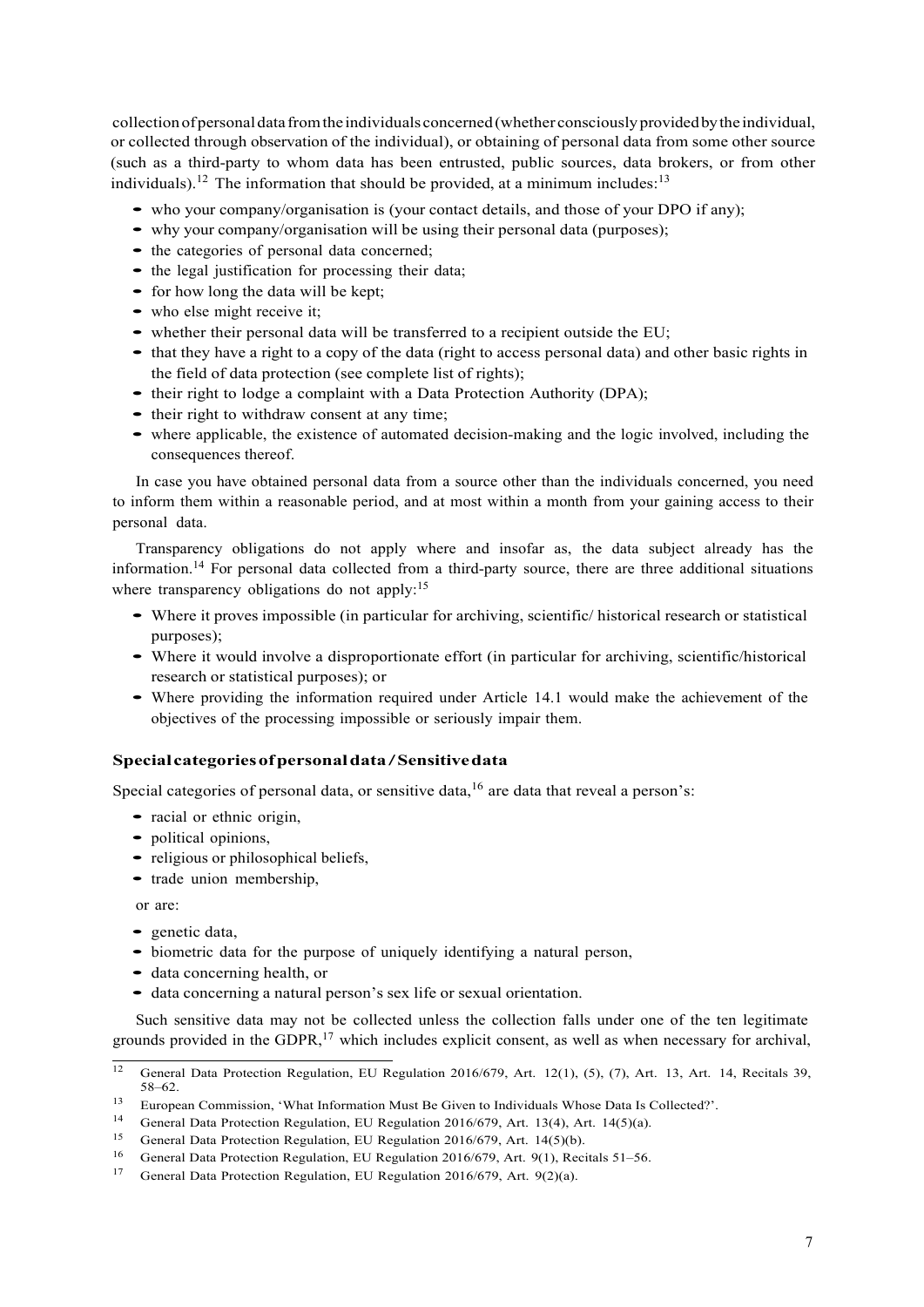collection of personal data from the individuals concerned (whether consciously provided by the individual, or collected through observation of the individual), or obtaining of personal data from some other source (such as a third-party to whom data has been entrusted, public sources, data brokers, or from other individuals).[12] The information that should be provided, at a minimum includes:[13]

- who your company/organisation is (your contact details, and those of your DPO if any);
- why your company/organisation will be using their personal data (purposes);
- the categories of personal data concerned;
- the legal justification for processing their data;
- for how long the data will be kept;
- who else might receive it;
- whether their personal data will be transferred to a recipient outside the EU;
- that they have a right to a copy of the data (right to access personal data) and other basic rights in the field of data protection (see complete list of rights);
- their right to lodge a complaint with a Data Protection Authority (DPA);
- their right to withdraw consent at any time;
- where applicable, the existence of automated decision-making and the logic involved, including the consequences thereof.

In case you have obtained personal data from a source other than the individuals concerned, you need to inform them within a reasonable period, and at most within a month from your gaining access to their personal data.

Transparency obligations do not apply where and insofar as, the data subject already has the information.[14] For personal data collected from a third-party source, there are three additional situations where transparency obligations do not apply:[15]

- Where it proves impossible (in particular for archiving, scientific/ historical research or statistical purposes);
- Where it would involve a disproportionate effort (in particular for archiving, scientific/historical research or statistical purposes); or
- Where providing the information required under Article 14.1 would make the achievement of the objectives of the processing impossible or seriously impair them.

**Special categories of personal data / Sensitive data**

Special categories of personal data, or sensitive data,[16] are data that reveal a person's:

- racial or ethnic origin,
- political opinions,
- religious or philosophical beliefs,
- trade union membership,

or are:

- genetic data,
- biometric data for the purpose of uniquely identifying a natural person,
- data concerning health, or
- data concerning a natural person's sex life or sexual orientation.

Such sensitive data may not be collected unless the collection falls under one of the ten legitimate grounds provided in the GDPR,[17] which includes explicit consent, as well as when necessary for archival,

---

[12] General Data Protection Regulation, EU Regulation 2016/679, Art. 12(1), (5), (7), Art. 13, Art. 14, Recitals 39, 58–62.

[13] European Commission, 'What Information Must Be Given to Individuals Whose Data Is Collected?'.

[14] General Data Protection Regulation, EU Regulation 2016/679, Art. 13(4), Art. 14(5)(a).

[15] General Data Protection Regulation, EU Regulation 2016/679, Art. 14(5)(b).

[16] General Data Protection Regulation, EU Regulation 2016/679, Art. 9(1), Recitals 51–56.

[17] General Data Protection Regulation, EU Regulation 2016/679, Art. 9(2)(a).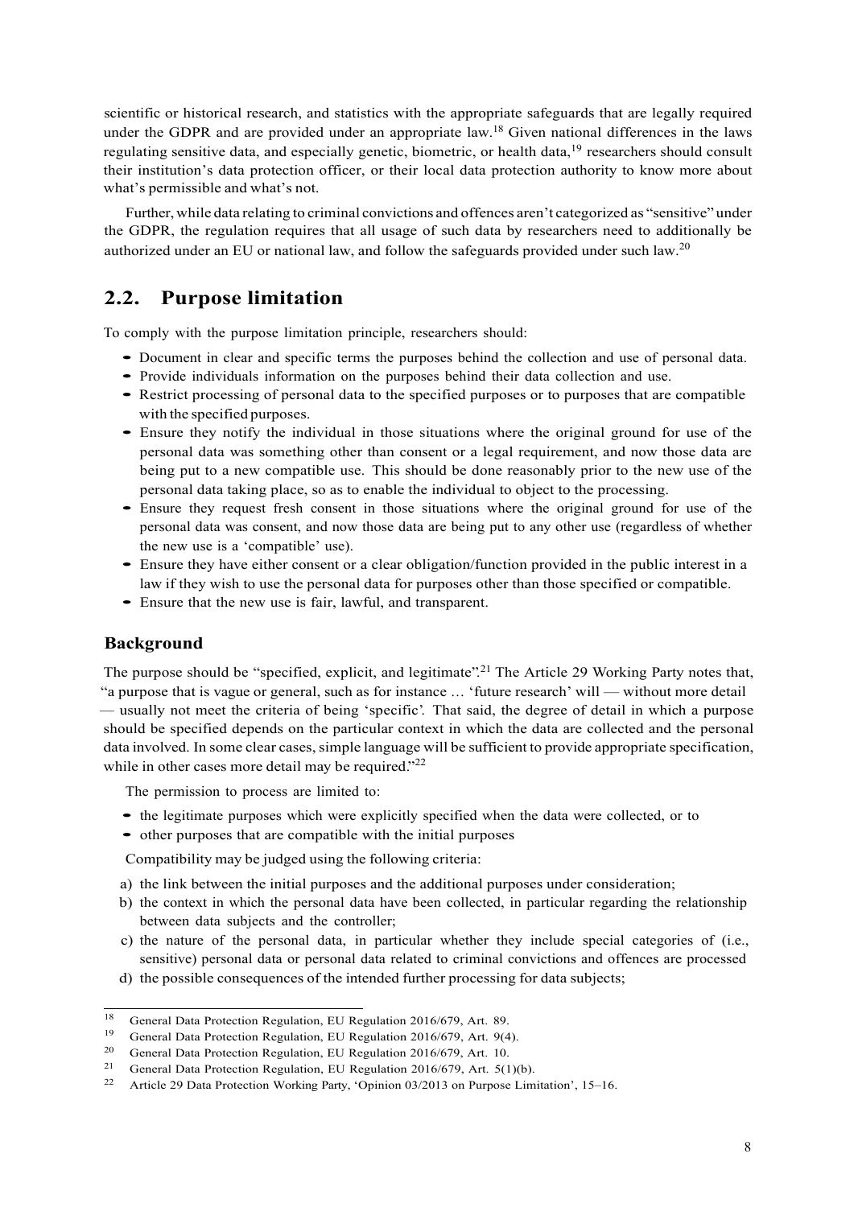scientific or historical research, and statistics with the appropriate safeguards that are legally required under the GDPR and are provided under an appropriate law.[18] Given national differences in the laws regulating sensitive data, and especially genetic, biometric, or health data,[19] researchers should consult their institution's data protection officer, or their local data protection authority to know more about what's permissible and what's not.

Further, while data relating to criminal convictions and offences aren't categorized as "sensitive" under the GDPR, the regulation requires that all usage of such data by researchers need to additionally be authorized under an EU or national law, and follow the safeguards provided under such law.[20]

## 2.2. Purpose limitation

To comply with the purpose limitation principle, researchers should:

- Document in clear and specific terms the purposes behind the collection and use of personal data.
- Provide individuals information on the purposes behind their data collection and use.
- Restrict processing of personal data to the specified purposes or to purposes that are compatible with the specified purposes.
- Ensure they notify the individual in those situations where the original ground for use of the personal data was something other than consent or a legal requirement, and now those data are being put to a new compatible use. This should be done reasonably prior to the new use of the personal data taking place, so as to enable the individual to object to the processing.
- Ensure they request fresh consent in those situations where the original ground for use of the personal data was consent, and now those data are being put to any other use (regardless of whether the new use is a 'compatible' use).
- Ensure they have either consent or a clear obligation/function provided in the public interest in a law if they wish to use the personal data for purposes other than those specified or compatible.
- Ensure that the new use is fair, lawful, and transparent.

### Background

The purpose should be "specified, explicit, and legitimate".[21] The Article 29 Working Party notes that, "a purpose that is vague or general, such as for instance … 'future research' will — without more detail — usually not meet the criteria of being 'specific'. That said, the degree of detail in which a purpose should be specified depends on the particular context in which the data are collected and the personal data involved. In some clear cases, simple language will be sufficient to provide appropriate specification, while in other cases more detail may be required."[22]

The permission to process are limited to:

- the legitimate purposes which were explicitly specified when the data were collected, or to
- other purposes that are compatible with the initial purposes

Compatibility may be judged using the following criteria:

a) the link between the initial purposes and the additional purposes under consideration;
b) the context in which the personal data have been collected, in particular regarding the relationship between data subjects and the controller;
c) the nature of the personal data, in particular whether they include special categories of (i.e., sensitive) personal data or personal data related to criminal convictions and offences are processed
d) the possible consequences of the intended further processing for data subjects;

---

[18] General Data Protection Regulation, EU Regulation 2016/679, Art. 89.

[19] General Data Protection Regulation, EU Regulation 2016/679, Art. 9(4).

[20] General Data Protection Regulation, EU Regulation 2016/679, Art. 10.

[21] General Data Protection Regulation, EU Regulation 2016/679, Art. 5(1)(b).

[22] Article 29 Data Protection Working Party, 'Opinion 03/2013 on Purpose Limitation', 15–16.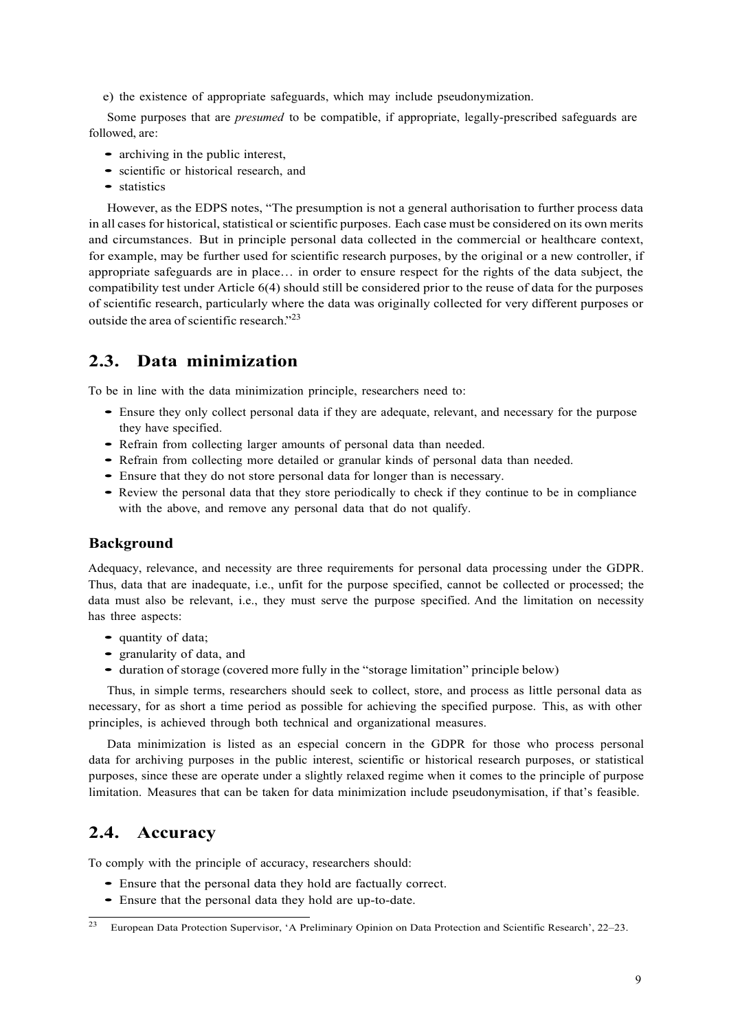e) the existence of appropriate safeguards, which may include pseudonymization.

Some purposes that are *presumed* to be compatible, if appropriate, legally-prescribed safeguards are followed, are:

- archiving in the public interest,
- scientific or historical research, and
- statistics

However, as the EDPS notes, "The presumption is not a general authorisation to further process data in all cases for historical, statistical or scientific purposes. Each case must be considered on its own merits and circumstances. But in principle personal data collected in the commercial or healthcare context, for example, may be further used for scientific research purposes, by the original or a new controller, if appropriate safeguards are in place… in order to ensure respect for the rights of the data subject, the compatibility test under Article 6(4) should still be considered prior to the reuse of data for the purposes of scientific research, particularly where the data was originally collected for very different purposes or outside the area of scientific research."[23]

## 2.3. Data minimization

To be in line with the data minimization principle, researchers need to:

- Ensure they only collect personal data if they are adequate, relevant, and necessary for the purpose they have specified.
- Refrain from collecting larger amounts of personal data than needed.
- Refrain from collecting more detailed or granular kinds of personal data than needed.
- Ensure that they do not store personal data for longer than is necessary.
- Review the personal data that they store periodically to check if they continue to be in compliance with the above, and remove any personal data that do not qualify.

### Background

Adequacy, relevance, and necessity are three requirements for personal data processing under the GDPR. Thus, data that are inadequate, i.e., unfit for the purpose specified, cannot be collected or processed; the data must also be relevant, i.e., they must serve the purpose specified. And the limitation on necessity has three aspects:

- quantity of data;
- granularity of data, and
- duration of storage (covered more fully in the "storage limitation" principle below)

Thus, in simple terms, researchers should seek to collect, store, and process as little personal data as necessary, for as short a time period as possible for achieving the specified purpose. This, as with other principles, is achieved through both technical and organizational measures.

Data minimization is listed as an especial concern in the GDPR for those who process personal data for archiving purposes in the public interest, scientific or historical research purposes, or statistical purposes, since these are operate under a slightly relaxed regime when it comes to the principle of purpose limitation. Measures that can be taken for data minimization include pseudonymisation, if that's feasible.

## 2.4. Accuracy

To comply with the principle of accuracy, researchers should:

- Ensure that the personal data they hold are factually correct.
- Ensure that the personal data they hold are up-to-date.

[23] European Data Protection Supervisor, 'A Preliminary Opinion on Data Protection and Scientific Research', 22–23.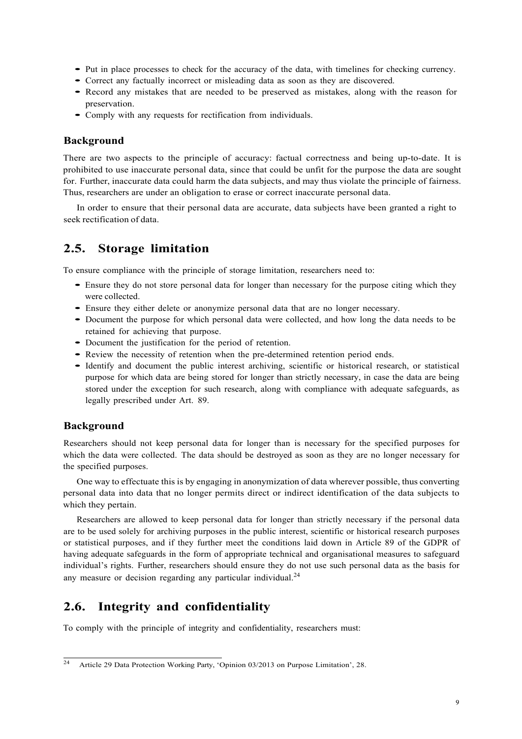- Put in place processes to check for the accuracy of the data, with timelines for checking currency.
- Correct any factually incorrect or misleading data as soon as they are discovered.
- Record any mistakes that are needed to be preserved as mistakes, along with the reason for preservation.
- Comply with any requests for rectification from individuals.

### Background

There are two aspects to the principle of accuracy: factual correctness and being up-to-date. It is prohibited to use inaccurate personal data, since that could be unfit for the purpose the data are sought for. Further, inaccurate data could harm the data subjects, and may thus violate the principle of fairness. Thus, researchers are under an obligation to erase or correct inaccurate personal data.

In order to ensure that their personal data are accurate, data subjects have been granted a right to seek rectification of data.

## 2.5. Storage limitation

To ensure compliance with the principle of storage limitation, researchers need to:

- Ensure they do not store personal data for longer than necessary for the purpose citing which they were collected.
- Ensure they either delete or anonymize personal data that are no longer necessary.
- Document the purpose for which personal data were collected, and how long the data needs to be retained for achieving that purpose.
- Document the justification for the period of retention.
- Review the necessity of retention when the pre-determined retention period ends.
- Identify and document the public interest archiving, scientific or historical research, or statistical purpose for which data are being stored for longer than strictly necessary, in case the data are being stored under the exception for such research, along with compliance with adequate safeguards, as legally prescribed under Art. 89.

### Background

Researchers should not keep personal data for longer than is necessary for the specified purposes for which the data were collected. The data should be destroyed as soon as they are no longer necessary for the specified purposes.

One way to effectuate this is by engaging in anonymization of data wherever possible, thus converting personal data into data that no longer permits direct or indirect identification of the data subjects to which they pertain.

Researchers are allowed to keep personal data for longer than strictly necessary if the personal data are to be used solely for archiving purposes in the public interest, scientific or historical research purposes or statistical purposes, and if they further meet the conditions laid down in Article 89 of the GDPR of having adequate safeguards in the form of appropriate technical and organisational measures to safeguard individual's rights. Further, researchers should ensure they do not use such personal data as the basis for any measure or decision regarding any particular individual.[24]

## 2.6. Integrity and confidentiality

To comply with the principle of integrity and confidentiality, researchers must:

---

[24] Article 29 Data Protection Working Party, 'Opinion 03/2013 on Purpose Limitation', 28.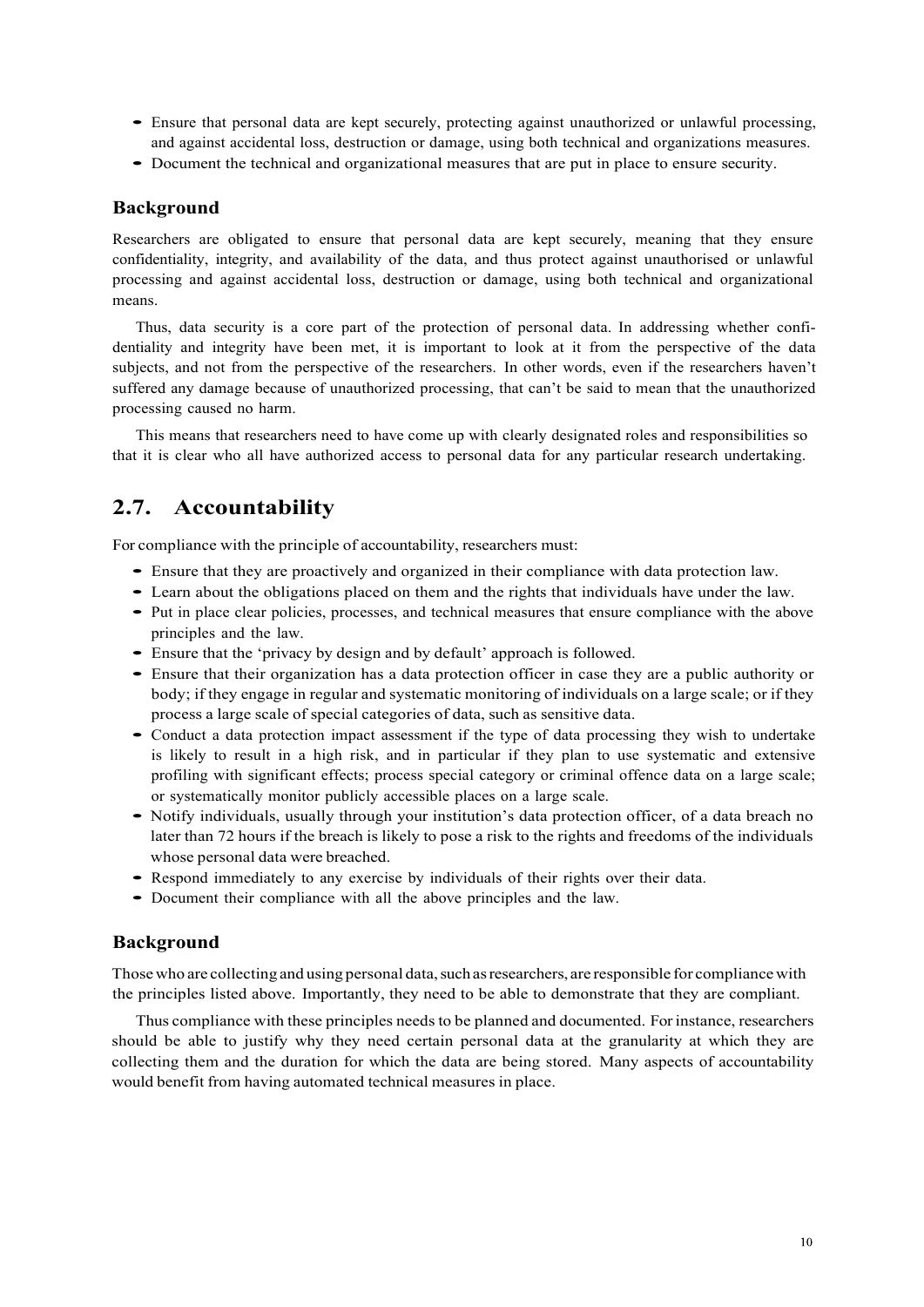- Ensure that personal data are kept securely, protecting against unauthorized or unlawful processing, and against accidental loss, destruction or damage, using both technical and organizations measures.
- Document the technical and organizational measures that are put in place to ensure security.

### Background

Researchers are obligated to ensure that personal data are kept securely, meaning that they ensure confidentiality, integrity, and availability of the data, and thus protect against unauthorised or unlawful processing and against accidental loss, destruction or damage, using both technical and organizational means.

Thus, data security is a core part of the protection of personal data. In addressing whether confidentiality and integrity have been met, it is important to look at it from the perspective of the data subjects, and not from the perspective of the researchers. In other words, even if the researchers haven't suffered any damage because of unauthorized processing, that can't be said to mean that the unauthorized processing caused no harm.

This means that researchers need to have come up with clearly designated roles and responsibilities so that it is clear who all have authorized access to personal data for any particular research undertaking.

## 2.7. Accountability

For compliance with the principle of accountability, researchers must:

- Ensure that they are proactively and organized in their compliance with data protection law.
- Learn about the obligations placed on them and the rights that individuals have under the law.
- Put in place clear policies, processes, and technical measures that ensure compliance with the above principles and the law.
- Ensure that the 'privacy by design and by default' approach is followed.
- Ensure that their organization has a data protection officer in case they are a public authority or body; if they engage in regular and systematic monitoring of individuals on a large scale; or if they process a large scale of special categories of data, such as sensitive data.
- Conduct a data protection impact assessment if the type of data processing they wish to undertake is likely to result in a high risk, and in particular if they plan to use systematic and extensive profiling with significant effects; process special category or criminal offence data on a large scale; or systematically monitor publicly accessible places on a large scale.
- Notify individuals, usually through your institution's data protection officer, of a data breach no later than 72 hours if the breach is likely to pose a risk to the rights and freedoms of the individuals whose personal data were breached.
- Respond immediately to any exercise by individuals of their rights over their data.
- Document their compliance with all the above principles and the law.

### Background

Those who are collecting and using personal data, such as researchers, are responsible for compliance with the principles listed above. Importantly, they need to be able to demonstrate that they are compliant.

Thus compliance with these principles needs to be planned and documented. For instance, researchers should be able to justify why they need certain personal data at the granularity at which they are collecting them and the duration for which the data are being stored. Many aspects of accountability would benefit from having automated technical measures in place.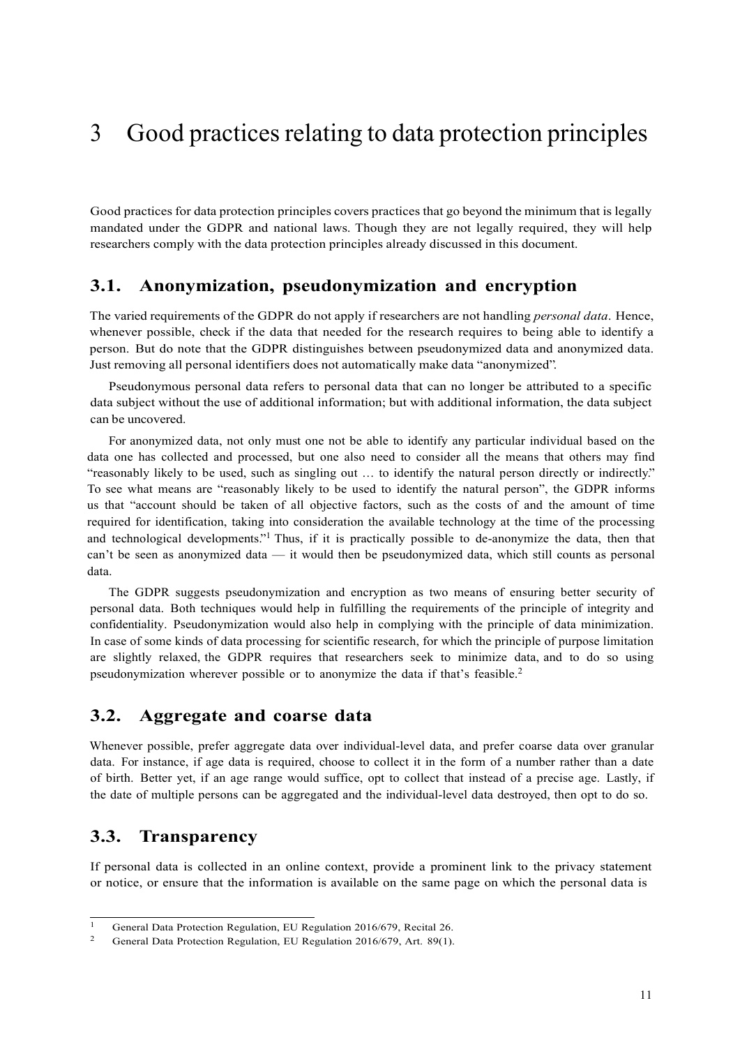# 3 Good practices relating to data protection principles

Good practices for data protection principles covers practices that go beyond the minimum that is legally mandated under the GDPR and national laws. Though they are not legally required, they will help researchers comply with the data protection principles already discussed in this document.

## 3.1. Anonymization, pseudonymization and encryption

The varied requirements of the GDPR do not apply if researchers are not handling *personal data*. Hence, whenever possible, check if the data that needed for the research requires to being able to identify a person. But do note that the GDPR distinguishes between pseudonymized data and anonymized data. Just removing all personal identifiers does not automatically make data "anonymized".

Pseudonymous personal data refers to personal data that can no longer be attributed to a specific data subject without the use of additional information; but with additional information, the data subject can be uncovered.

For anonymized data, not only must one not be able to identify any particular individual based on the data one has collected and processed, but one also need to consider all the means that others may find "reasonably likely to be used, such as singling out … to identify the natural person directly or indirectly." To see what means are "reasonably likely to be used to identify the natural person", the GDPR informs us that "account should be taken of all objective factors, such as the costs of and the amount of time required for identification, taking into consideration the available technology at the time of the processing and technological developments."[1] Thus, if it is practically possible to de-anonymize the data, then that can't be seen as anonymized data — it would then be pseudonymized data, which still counts as personal data.

The GDPR suggests pseudonymization and encryption as two means of ensuring better security of personal data. Both techniques would help in fulfilling the requirements of the principle of integrity and confidentiality. Pseudonymization would also help in complying with the principle of data minimization. In case of some kinds of data processing for scientific research, for which the principle of purpose limitation are slightly relaxed, the GDPR requires that researchers seek to minimize data, and to do so using pseudonymization wherever possible or to anonymize the data if that's feasible.[2]

## 3.2. Aggregate and coarse data

Whenever possible, prefer aggregate data over individual-level data, and prefer coarse data over granular data. For instance, if age data is required, choose to collect it in the form of a number rather than a date of birth. Better yet, if an age range would suffice, opt to collect that instead of a precise age. Lastly, if the date of multiple persons can be aggregated and the individual-level data destroyed, then opt to do so.

## 3.3. Transparency

If personal data is collected in an online context, provide a prominent link to the privacy statement or notice, or ensure that the information is available on the same page on which the personal data is

---

[1] General Data Protection Regulation, EU Regulation 2016/679, Recital 26.

[2] General Data Protection Regulation, EU Regulation 2016/679, Art. 89(1).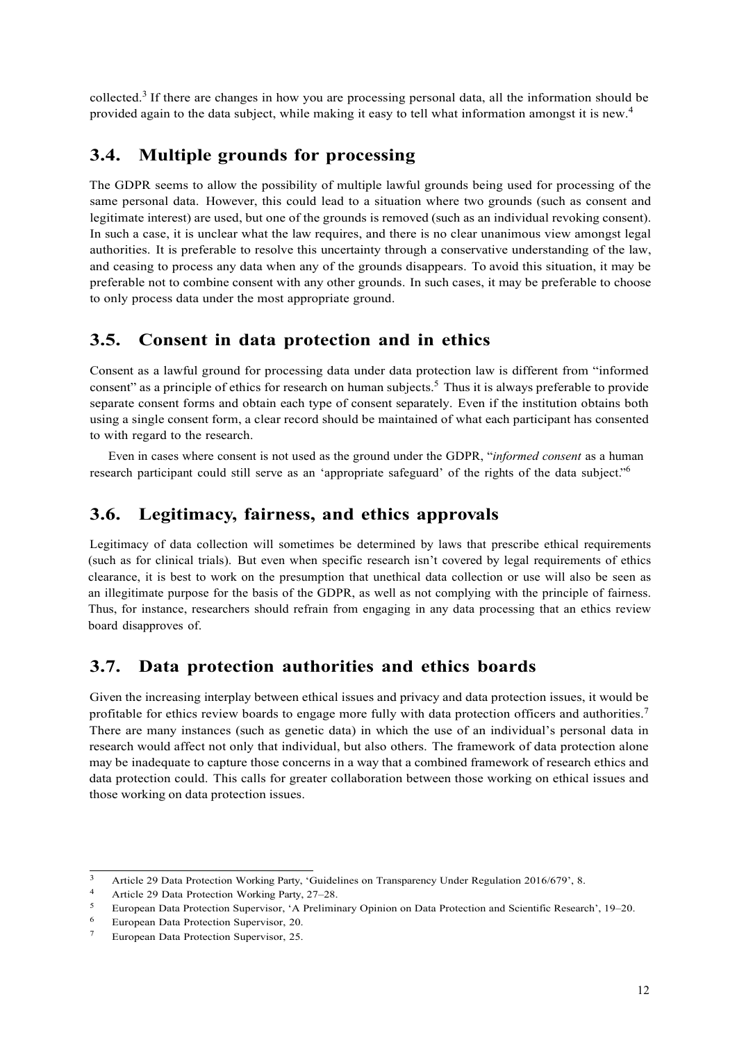collected.[3] If there are changes in how you are processing personal data, all the information should be provided again to the data subject, while making it easy to tell what information amongst it is new.[4]

## 3.4. Multiple grounds for processing

The GDPR seems to allow the possibility of multiple lawful grounds being used for processing of the same personal data. However, this could lead to a situation where two grounds (such as consent and legitimate interest) are used, but one of the grounds is removed (such as an individual revoking consent). In such a case, it is unclear what the law requires, and there is no clear unanimous view amongst legal authorities. It is preferable to resolve this uncertainty through a conservative understanding of the law, and ceasing to process any data when any of the grounds disappears. To avoid this situation, it may be preferable not to combine consent with any other grounds. In such cases, it may be preferable to choose to only process data under the most appropriate ground.

## 3.5. Consent in data protection and in ethics

Consent as a lawful ground for processing data under data protection law is different from "informed consent" as a principle of ethics for research on human subjects.[5] Thus it is always preferable to provide separate consent forms and obtain each type of consent separately. Even if the institution obtains both using a single consent form, a clear record should be maintained of what each participant has consented to with regard to the research.

Even in cases where consent is not used as the ground under the GDPR, "*informed consent* as a human research participant could still serve as an 'appropriate safeguard' of the rights of the data subject."[6]

## 3.6. Legitimacy, fairness, and ethics approvals

Legitimacy of data collection will sometimes be determined by laws that prescribe ethical requirements (such as for clinical trials). But even when specific research isn't covered by legal requirements of ethics clearance, it is best to work on the presumption that unethical data collection or use will also be seen as an illegitimate purpose for the basis of the GDPR, as well as not complying with the principle of fairness. Thus, for instance, researchers should refrain from engaging in any data processing that an ethics review board disapproves of.

## 3.7. Data protection authorities and ethics boards

Given the increasing interplay between ethical issues and privacy and data protection issues, it would be profitable for ethics review boards to engage more fully with data protection officers and authorities.[7] There are many instances (such as genetic data) in which the use of an individual's personal data in research would affect not only that individual, but also others. The framework of data protection alone may be inadequate to capture those concerns in a way that a combined framework of research ethics and data protection could. This calls for greater collaboration between those working on ethical issues and those working on data protection issues.

---

[3] Article 29 Data Protection Working Party, 'Guidelines on Transparency Under Regulation 2016/679', 8.

[4] Article 29 Data Protection Working Party, 27–28.

[5] European Data Protection Supervisor, 'A Preliminary Opinion on Data Protection and Scientific Research', 19–20.

[6] European Data Protection Supervisor, 20.

[7] European Data Protection Supervisor, 25.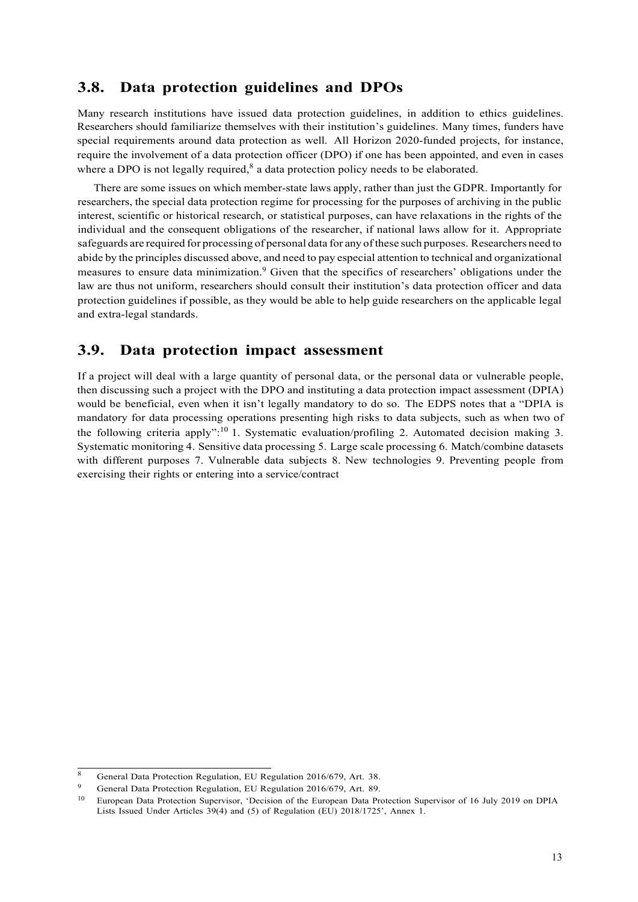## 3.8. Data protection guidelines and DPOs

Many research institutions have issued data protection guidelines, in addition to ethics guidelines. Researchers should familiarize themselves with their institution's guidelines. Many times, funders have special requirements around data protection as well. All Horizon 2020-funded projects, for instance, require the involvement of a data protection officer (DPO) if one has been appointed, and even in cases where a DPO is not legally required,[8] a data protection policy needs to be elaborated.

There are some issues on which member-state laws apply, rather than just the GDPR. Importantly for researchers, the special data protection regime for processing for the purposes of archiving in the public interest, scientific or historical research, or statistical purposes, can have relaxations in the rights of the individual and the consequent obligations of the researcher, if national laws allow for it. Appropriate safeguards are required for processing of personal data for any of these such purposes. Researchers need to abide by the principles discussed above, and need to pay especial attention to technical and organizational measures to ensure data minimization.[9] Given that the specifics of researchers' obligations under the law are thus not uniform, researchers should consult their institution's data protection officer and data protection guidelines if possible, as they would be able to help guide researchers on the applicable legal and extra-legal standards.

## 3.9. Data protection impact assessment

If a project will deal with a large quantity of personal data, or the personal data or vulnerable people, then discussing such a project with the DPO and instituting a data protection impact assessment (DPIA) would be beneficial, even when it isn't legally mandatory to do so. The EDPS notes that a "DPIA is mandatory for data processing operations presenting high risks to data subjects, such as when two of the following criteria apply":[10] 1. Systematic evaluation/profiling 2. Automated decision making 3. Systematic monitoring 4. Sensitive data processing 5. Large scale processing 6. Match/combine datasets with different purposes 7. Vulnerable data subjects 8. New technologies 9. Preventing people from exercising their rights or entering into a service/contract

---

[8] General Data Protection Regulation, EU Regulation 2016/679, Art. 38.

[9] General Data Protection Regulation, EU Regulation 2016/679, Art. 89.

[10] European Data Protection Supervisor, 'Decision of the European Data Protection Supervisor of 16 July 2019 on DPIA Lists Issued Under Articles 39(4) and (5) of Regulation (EU) 2018/1725', Annex 1.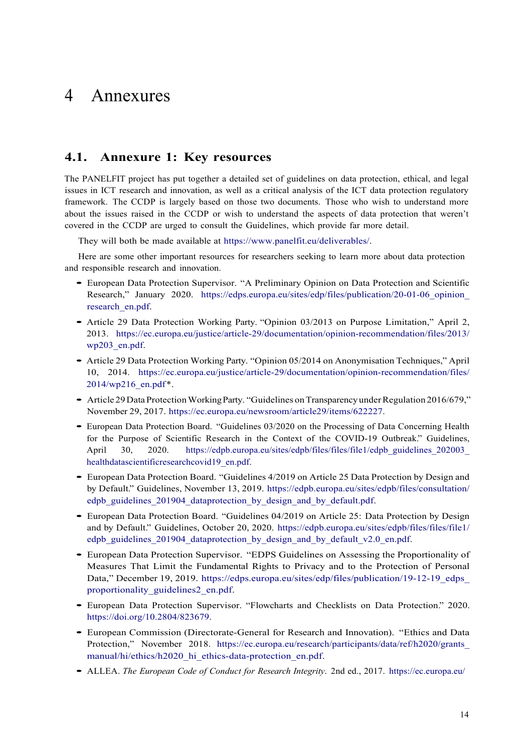# 4 Annexures

## 4.1. Annexure 1: Key resources

The PANELFIT project has put together a detailed set of guidelines on data protection, ethical, and legal issues in ICT research and innovation, as well as a critical analysis of the ICT data protection regulatory framework. The CCDP is largely based on those two documents. Those who wish to understand more about the issues raised in the CCDP or wish to understand the aspects of data protection that weren't covered in the CCDP are urged to consult the Guidelines, which provide far more detail.

They will both be made available at https://www.panelfit.eu/deliverables/.

Here are some other important resources for researchers seeking to learn more about data protection and responsible research and innovation.

- European Data Protection Supervisor. "A Preliminary Opinion on Data Protection and Scientific Research," January 2020. https://edps.europa.eu/sites/edp/files/publication/20-01-06_opinion_research_en.pdf.
- Article 29 Data Protection Working Party. "Opinion 03/2013 on Purpose Limitation," April 2, 2013. https://ec.europa.eu/justice/article-29/documentation/opinion-recommendation/files/2013/wp203_en.pdf.
- Article 29 Data Protection Working Party. "Opinion 05/2014 on Anonymisation Techniques," April 10, 2014. https://ec.europa.eu/justice/article-29/documentation/opinion-recommendation/files/2014/wp216_en.pdf*.
- Article 29 Data Protection Working Party. "Guidelines on Transparency under Regulation 2016/679," November 29, 2017. https://ec.europa.eu/newsroom/article29/items/622227.
- European Data Protection Board. "Guidelines 03/2020 on the Processing of Data Concerning Health for the Purpose of Scientific Research in the Context of the COVID-19 Outbreak." Guidelines, April 30, 2020. https://edpb.europa.eu/sites/edpb/files/files/file1/edpb_guidelines_202003_healthdatascientificresearchcovid19_en.pdf.
- European Data Protection Board. "Guidelines 4/2019 on Article 25 Data Protection by Design and by Default." Guidelines, November 13, 2019. https://edpb.europa.eu/sites/edpb/files/consultation/edpb_guidelines_201904_dataprotection_by_design_and_by_default.pdf.
- European Data Protection Board. "Guidelines 04/2019 on Article 25: Data Protection by Design and by Default." Guidelines, October 20, 2020. https://edpb.europa.eu/sites/edpb/files/files/file1/edpb_guidelines_201904_dataprotection_by_design_and_by_default_v2.0_en.pdf.
- European Data Protection Supervisor. "EDPS Guidelines on Assessing the Proportionality of Measures That Limit the Fundamental Rights to Privacy and to the Protection of Personal Data," December 19, 2019. https://edps.europa.eu/sites/edp/files/publication/19-12-19_edps_proportionality_guidelines2_en.pdf.
- European Data Protection Supervisor. "Flowcharts and Checklists on Data Protection." 2020. https://doi.org/10.2804/823679.
- European Commission (Directorate-General for Research and Innovation). "Ethics and Data Protection," November 2018. https://ec.europa.eu/research/participants/data/ref/h2020/grants_manual/hi/ethics/h2020_hi_ethics-data-protection_en.pdf.
- ALLEA. *The European Code of Conduct for Research Integrity*. 2nd ed., 2017. https://ec.europa.eu/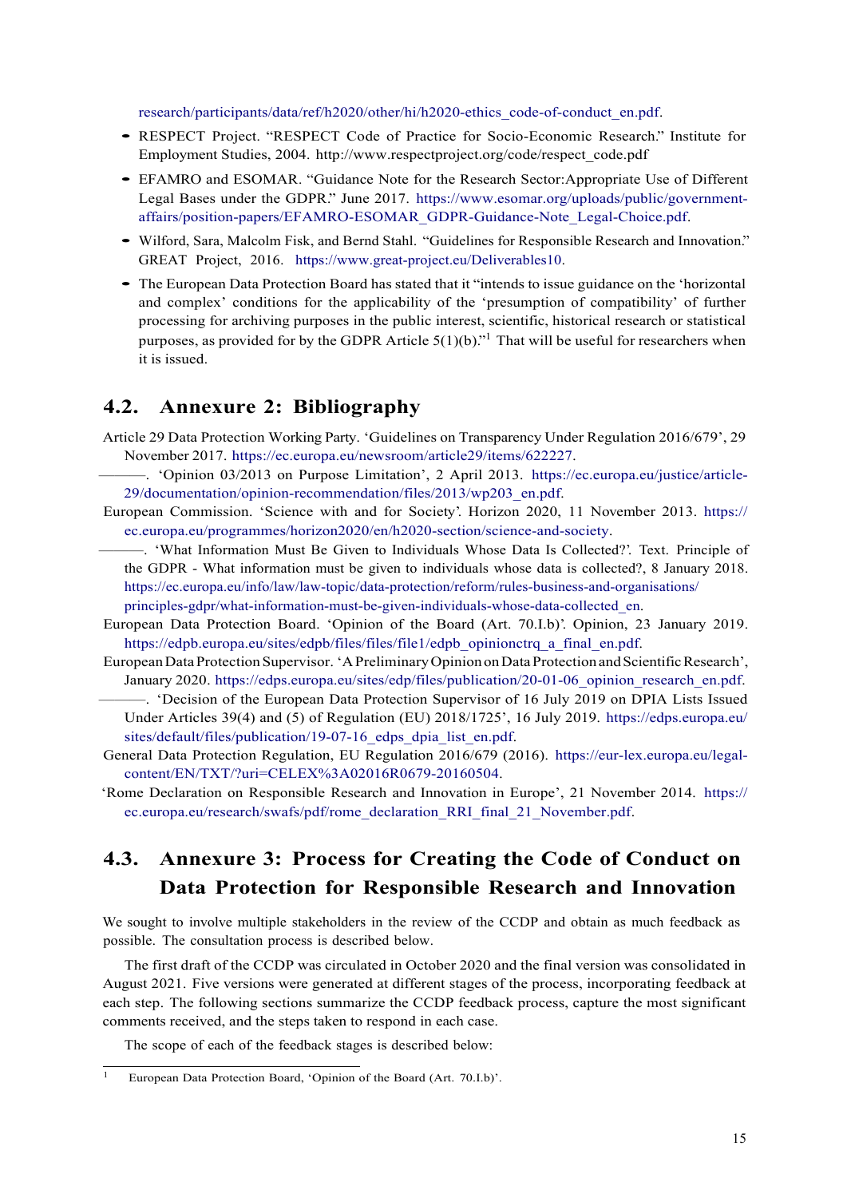research/participants/data/ref/h2020/other/hi/h2020-ethics_code-of-conduct_en.pdf.

- RESPECT Project. "RESPECT Code of Practice for Socio-Economic Research." Institute for Employment Studies, 2004. http://www.respectproject.org/code/respect_code.pdf
- EFAMRO and ESOMAR. "Guidance Note for the Research Sector:Appropriate Use of Different Legal Bases under the GDPR." June 2017. https://www.esomar.org/uploads/public/government-affairs/position-papers/EFAMRO-ESOMAR_GDPR-Guidance-Note_Legal-Choice.pdf.
- Wilford, Sara, Malcolm Fisk, and Bernd Stahl. "Guidelines for Responsible Research and Innovation." GREAT Project, 2016. https://www.great-project.eu/Deliverables10.
- The European Data Protection Board has stated that it "intends to issue guidance on the 'horizontal and complex' conditions for the applicability of the 'presumption of compatibility' of further processing for archiving purposes in the public interest, scientific, historical research or statistical purposes, as provided for by the GDPR Article 5(1)(b)."[1] That will be useful for researchers when it is issued.

## 4.2. Annexure 2: Bibliography

Article 29 Data Protection Working Party. 'Guidelines on Transparency Under Regulation 2016/679', 29 November 2017. https://ec.europa.eu/newsroom/article29/items/622227.

———. 'Opinion 03/2013 on Purpose Limitation', 2 April 2013. https://ec.europa.eu/justice/article-29/documentation/opinion-recommendation/files/2013/wp203_en.pdf.

European Commission. 'Science with and for Society'. Horizon 2020, 11 November 2013. https://ec.europa.eu/programmes/horizon2020/en/h2020-section/science-and-society.

———. 'What Information Must Be Given to Individuals Whose Data Is Collected?'. Text. Principle of the GDPR - What information must be given to individuals whose data is collected?, 8 January 2018. https://ec.europa.eu/info/law/law-topic/data-protection/reform/rules-business-and-organisations/principles-gdpr/what-information-must-be-given-individuals-whose-data-collected_en.

European Data Protection Board. 'Opinion of the Board (Art. 70.I.b)'. Opinion, 23 January 2019. https://edpb.europa.eu/sites/edpb/files/files/file1/edpb_opinionctrq_a_final_en.pdf.

European Data Protection Supervisor. 'A Preliminary Opinion on Data Protection and Scientific Research', January 2020. https://edps.europa.eu/sites/edp/files/publication/20-01-06_opinion_research_en.pdf.

———. 'Decision of the European Data Protection Supervisor of 16 July 2019 on DPIA Lists Issued Under Articles 39(4) and (5) of Regulation (EU) 2018/1725', 16 July 2019. https://edps.europa.eu/sites/default/files/publication/19-07-16_edps_dpia_list_en.pdf.

General Data Protection Regulation, EU Regulation 2016/679 (2016). https://eur-lex.europa.eu/legal-content/EN/TXT/?uri=CELEX%3A02016R0679-20160504.

'Rome Declaration on Responsible Research and Innovation in Europe', 21 November 2014. https://ec.europa.eu/research/swafs/pdf/rome_declaration_RRI_final_21_November.pdf.

## 4.3. Annexure 3: Process for Creating the Code of Conduct on Data Protection for Responsible Research and Innovation

We sought to involve multiple stakeholders in the review of the CCDP and obtain as much feedback as possible. The consultation process is described below.

The first draft of the CCDP was circulated in October 2020 and the final version was consolidated in August 2021. Five versions were generated at different stages of the process, incorporating feedback at each step. The following sections summarize the CCDP feedback process, capture the most significant comments received, and the steps taken to respond in each case.

The scope of each of the feedback stages is described below:

[1] European Data Protection Board, 'Opinion of the Board (Art. 70.I.b)'.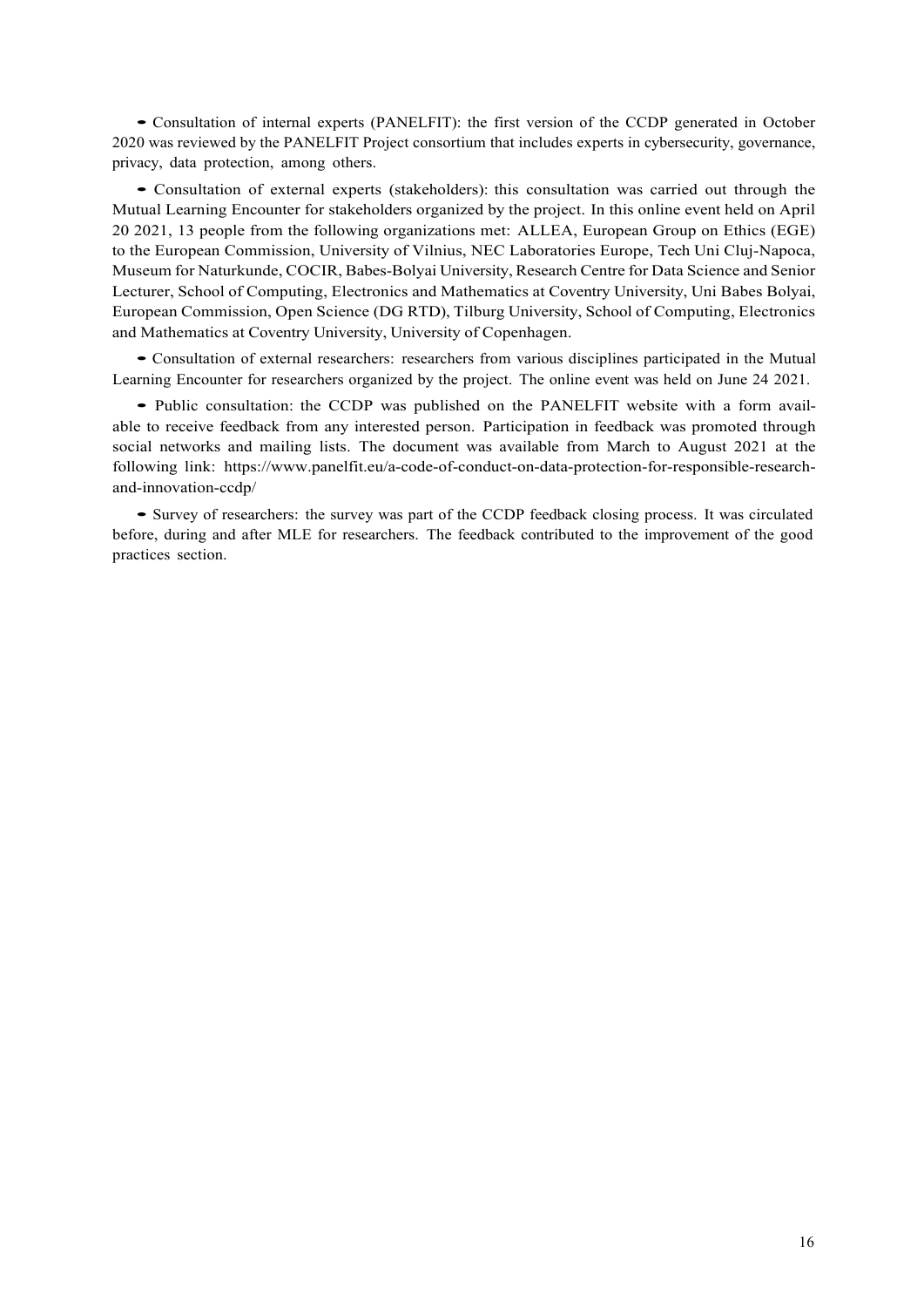- Consultation of internal experts (PANELFIT): the first version of the CCDP generated in October 2020 was reviewed by the PANELFIT Project consortium that includes experts in cybersecurity, governance, privacy, data protection, among others.

- Consultation of external experts (stakeholders): this consultation was carried out through the Mutual Learning Encounter for stakeholders organized by the project. In this online event held on April 20 2021, 13 people from the following organizations met: ALLEA, European Group on Ethics (EGE) to the European Commission, University of Vilnius, NEC Laboratories Europe, Tech Uni Cluj-Napoca, Museum for Naturkunde, COCIR, Babes-Bolyai University, Research Centre for Data Science and Senior Lecturer, School of Computing, Electronics and Mathematics at Coventry University, Uni Babes Bolyai, European Commission, Open Science (DG RTD), Tilburg University, School of Computing, Electronics and Mathematics at Coventry University, University of Copenhagen.

- Consultation of external researchers: researchers from various disciplines participated in the Mutual Learning Encounter for researchers organized by the project. The online event was held on June 24 2021.

- Public consultation: the CCDP was published on the PANELFIT website with a form available to receive feedback from any interested person. Participation in feedback was promoted through social networks and mailing lists. The document was available from March to August 2021 at the following link: https://www.panelfit.eu/a-code-of-conduct-on-data-protection-for-responsible-research-and-innovation-ccdp/

- Survey of researchers: the survey was part of the CCDP feedback closing process. It was circulated before, during and after MLE for researchers. The feedback contributed to the improvement of the good practices section.